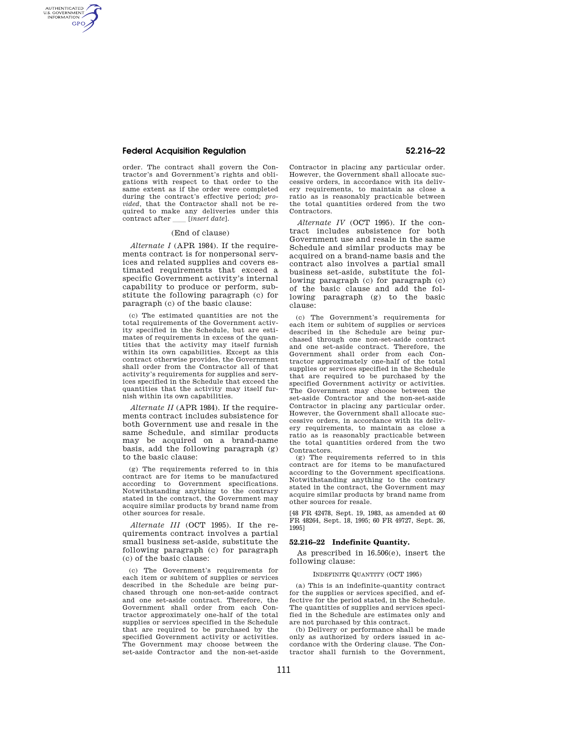order. The contract shall govern the Contractor's and Government's rights and obligations with respect to that order to the same extent as if the order were completed during the contract's effective period; *provided*, that the Contractor shall not be required to make any deliveries under this contract after ___ [*insert date*].

(End of clause)

*Alternate I* (APR 1984). If the requirements contract is for nonpersonal services and related supplies and covers estimated requirements that exceed a specific Government activity's internal capability to produce or perform, substitute the following paragraph (c) for paragraph (c) of the basic clause:

(c) The estimated quantities are not the total requirements of the Government activity specified in the Schedule, but are estimates of requirements in excess of the quantities that the activity may itself furnish within its own capabilities. Except as this contract otherwise provides, the Government shall order from the Contractor all of that activity's requirements for supplies and services specified in the Schedule that exceed the quantities that the activity may itself furnish within its own capabilities.

*Alternate II* (APR 1984). If the requirements contract includes subsistence for both Government use and resale in the same Schedule, and similar products may be acquired on a brand-name basis, add the following paragraph (g) to the basic clause:

(g) The requirements referred to in this contract are for items to be manufactured according to Government specifications. Notwithstanding anything to the contrary stated in the contract, the Government may acquire similar products by brand name from other sources for resale.

*Alternate III* (OCT 1995). If the requirements contract involves a partial small business set-aside, substitute the following paragraph (c) for paragraph (c) of the basic clause:

(c) The Government's requirements for each item or subitem of supplies or services described in the Schedule are being purchased through one non-set-aside contract and one set-aside contract. Therefore, the Government shall order from each Contractor approximately one-half of the total supplies or services specified in the Schedule that are required to be purchased by the specified Government activity or activities. The Government may choose between the set-aside Contractor and the non-set-aside Contractor in placing any particular order. However, the Government shall allocate successive orders, in accordance with its delivery requirements, to maintain as close a ratio as is reasonably practicable between the total quantities ordered from the two Contractors.

*Alternate IV* (OCT 1995). If the contract includes subsistence for both Government use and resale in the same Schedule and similar products may be acquired on a brand-name basis and the contract also involves a partial small business set-aside, substitute the following paragraph (c) for paragraph (c) of the basic clause and add the following paragraph (g) to the basic clause:

(c) The Government's requirements for each item or subitem of supplies or services described in the Schedule are being purchased through one non-set-aside contract and one set-aside contract. Therefore, the Government shall order from each Contractor approximately one-half of the total supplies or services specified in the Schedule that are required to be purchased by the specified Government activity or activities. The Government may choose between the set-aside Contractor and the non-set-aside Contractor in placing any particular order. However, the Government shall allocate successive orders, in accordance with its delivery requirements, to maintain as close a ratio as is reasonably practicable between the total quantities ordered from the two Contractors.

(g) The requirements referred to in this contract are for items to be manufactured according to the Government specifications. Notwithstanding anything to the contrary stated in the contract, the Government may acquire similar products by brand name from other sources for resale.

[48 FR 42478, Sept. 19, 1983, as amended at 60 FR 48264, Sept. 18, 1995; 60 FR 49727, Sept. 26, 1995]

### 52.216–22 Indefinite Quantity.

As prescribed in 16.506(e), insert the following clause:

INDEFINITE QUANTITY (OCT 1995)

(a) This is an indefinite-quantity contract for the supplies or services specified, and effective for the period stated, in the Schedule. The quantities of supplies and services specified in the Schedule are estimates only and are not purchased by this contract.

(b) Delivery or performance shall be made only as authorized by orders issued in accordance with the Ordering clause. The Contractor shall furnish to the Government,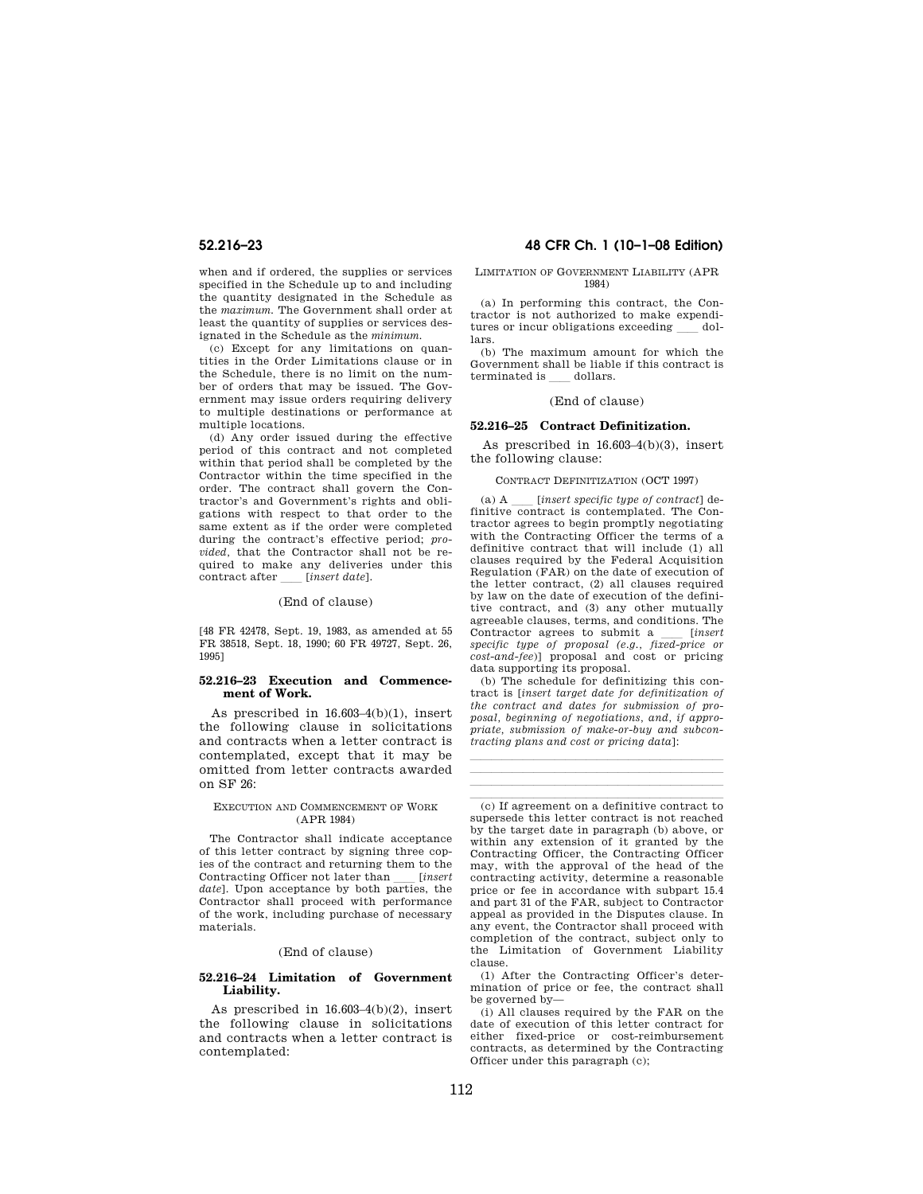when and if ordered, the supplies or services specified in the Schedule up to and including the quantity designated in the Schedule as the *maximum*. The Government shall order at least the quantity of supplies or services designated in the Schedule as the *minimum*.

(c) Except for any limitations on quantities in the Order Limitations clause or in the Schedule, there is no limit on the number of orders that may be issued. The Government may issue orders requiring delivery to multiple destinations or performance at multiple locations.

(d) Any order issued during the effective period of this contract and not completed within that period shall be completed by the Contractor within the time specified in the order. The contract shall govern the Contractor's and Government's rights and obligations with respect to that order to the same extent as if the order were completed during the contract's effective period; *provided*, that the Contractor shall not be required to make any deliveries under this contract after ____ [*insert date*].

(End of clause)

[48 FR 42478, Sept. 19, 1983, as amended at 55 FR 38518, Sept. 18, 1990; 60 FR 49727, Sept. 26, 1995]

### 52.216–23 Execution and Commencement of Work.

As prescribed in 16.603–4(b)(1), insert the following clause in solicitations and contracts when a letter contract is contemplated, except that it may be omitted from letter contracts awarded on SF 26:

EXECUTION AND COMMENCEMENT OF WORK (APR 1984)

The Contractor shall indicate acceptance of this letter contract by signing three copies of the contract and returning them to the Contracting Officer not later than ____ [*insert date*]. Upon acceptance by both parties, the Contractor shall proceed with performance of the work, including purchase of necessary materials.

(End of clause)

### 52.216–24 Limitation of Government Liability.

As prescribed in 16.603–4(b)(2), insert the following clause in solicitations and contracts when a letter contract is contemplated:

LIMITATION OF GOVERNMENT LIABILITY (APR 1984)

(a) In performing this contract, the Contractor is not authorized to make expenditures or incur obligations exceeding ____ dollars.

(b) The maximum amount for which the Government shall be liable if this contract is terminated is ____ dollars.

(End of clause)

### 52.216–25 Contract Definitization.

As prescribed in 16.603–4(b)(3), insert the following clause:

CONTRACT DEFINITIZATION (OCT 1997)

(a) A ____ [*insert specific type of contract*] definitive contract is contemplated. The Contractor agrees to begin promptly negotiating with the Contracting Officer the terms of a definitive contract that will include (1) all clauses required by the Federal Acquisition Regulation (FAR) on the date of execution of the letter contract, (2) all clauses required by law on the date of execution of the definitive contract, and (3) any other mutually agreeable clauses, terms, and conditions. The Contractor agrees to submit a ____ [*insert specific type of proposal (e.g., fixed-price or cost-and-fee)*] proposal and cost or pricing data supporting its proposal.

(b) The schedule for definitizing this contract is [*insert target date for definitization of the contract and dates for submission of proposal, beginning of negotiations, and, if appropriate, submission of make-or-buy and subcontracting plans and cost or pricing data*]:

______________________________________
______________________________________
______________________________________
______________________________________

(c) If agreement on a definitive contract to supersede this letter contract is not reached by the target date in paragraph (b) above, or within any extension of it granted by the Contracting Officer, the Contracting Officer may, with the approval of the head of the contracting activity, determine a reasonable price or fee in accordance with subpart 15.4 and part 31 of the FAR, subject to Contractor appeal as provided in the Disputes clause. In any event, the Contractor shall proceed with completion of the contract, subject only to the Limitation of Government Liability clause.

(1) After the Contracting Officer's determination of price or fee, the contract shall be governed by—

(i) All clauses required by the FAR on the date of execution of this letter contract for either fixed-price or cost-reimbursement contracts, as determined by the Contracting Officer under this paragraph (c);